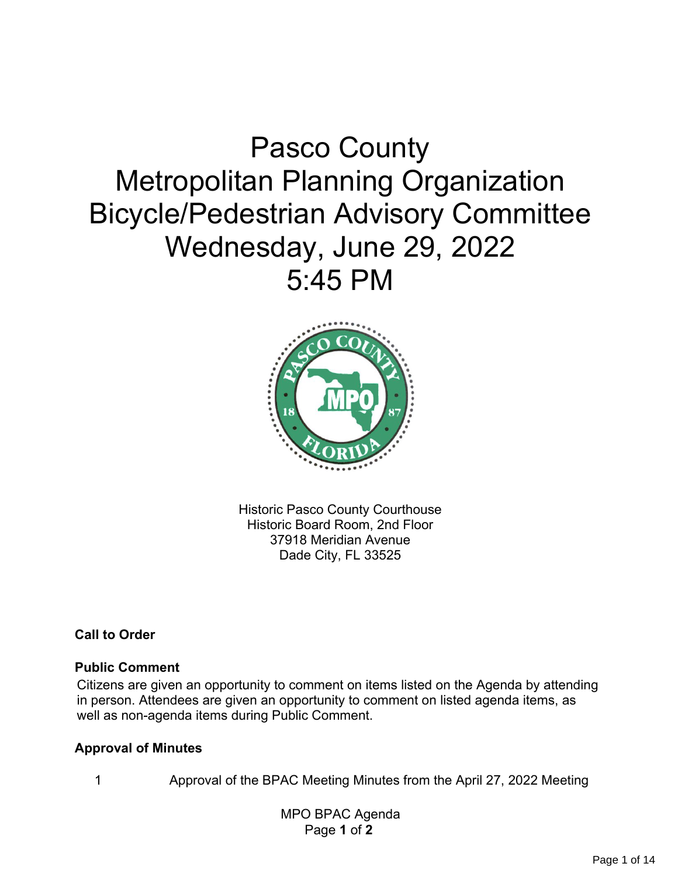# Pasco County Metropolitan Planning Organization Bicycle/Pedestrian Advisory Committee Wednesday, June 29, 2022 5:45 PM

Historic Pasco County Courthouse
Historic Board Room, 2nd Floor
37918 Meridian Avenue
Dade City, FL 33525

**Call to Order**

**Public Comment**

Citizens are given an opportunity to comment on items listed on the Agenda by attending in person. Attendees are given an opportunity to comment on listed agenda items, as well as non-agenda items during Public Comment.

**Approval of Minutes**

1 Approval of the BPAC Meeting Minutes from the April 27, 2022 Meeting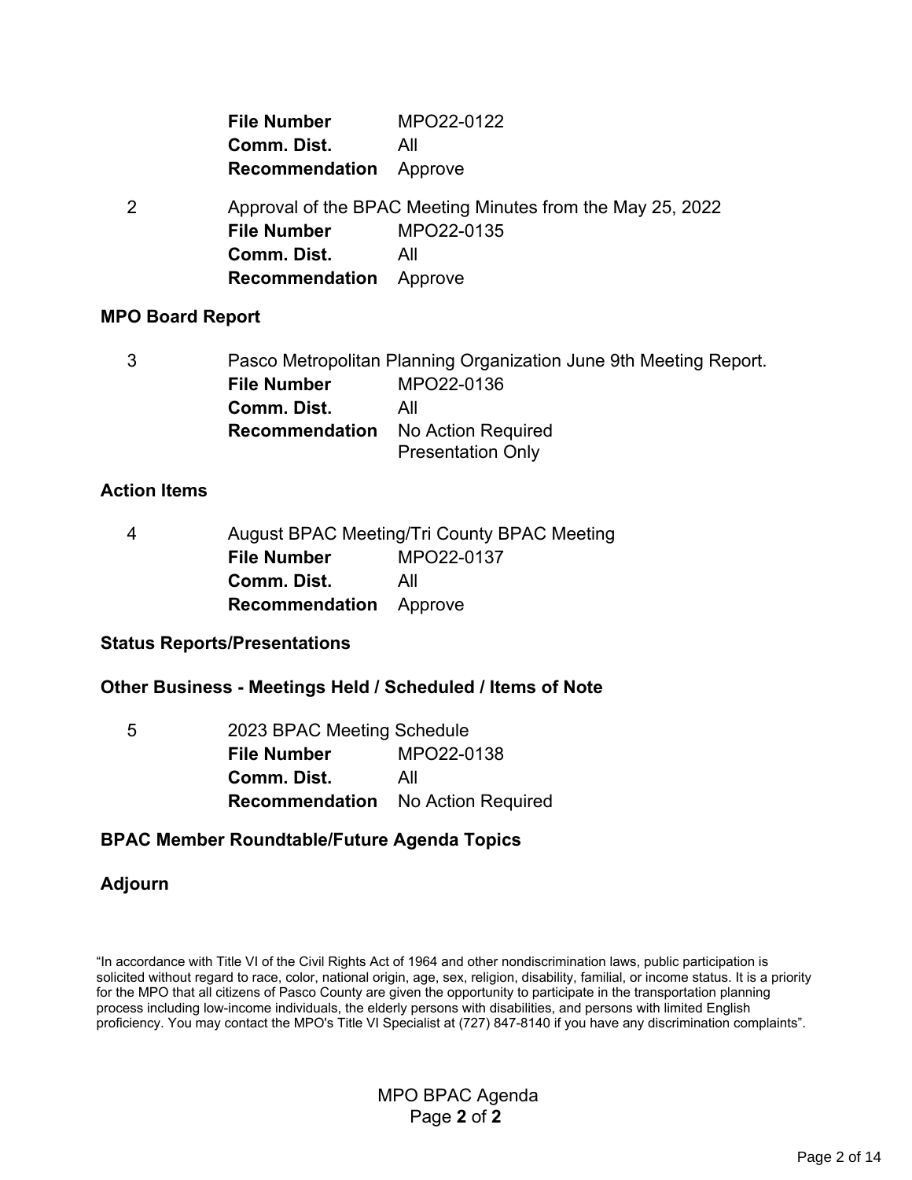**File Number** MPO22-0122
**Comm. Dist.** All
**Recommendation** Approve

2 Approval of the BPAC Meeting Minutes from the May 25, 2022
**File Number** MPO22-0135
**Comm. Dist.** All
**Recommendation** Approve

### MPO Board Report

3 Pasco Metropolitan Planning Organization June 9th Meeting Report.
**File Number** MPO22-0136
**Comm. Dist.** All
**Recommendation** No Action Required
Presentation Only

### Action Items

4 August BPAC Meeting/Tri County BPAC Meeting
**File Number** MPO22-0137
**Comm. Dist.** All
**Recommendation** Approve

### Status Reports/Presentations

### Other Business - Meetings Held / Scheduled / Items of Note

5 2023 BPAC Meeting Schedule
**File Number** MPO22-0138
**Comm. Dist.** All
**Recommendation** No Action Required

### BPAC Member Roundtable/Future Agenda Topics

### Adjourn

"In accordance with Title VI of the Civil Rights Act of 1964 and other nondiscrimination laws, public participation is solicited without regard to race, color, national origin, age, sex, religion, disability, familial, or income status. It is a priority for the MPO that all citizens of Pasco County are given the opportunity to participate in the transportation planning process including low-income individuals, the elderly persons with disabilities, and persons with limited English proficiency. You may contact the MPO's Title VI Specialist at (727) 847-8140 if you have any discrimination complaints".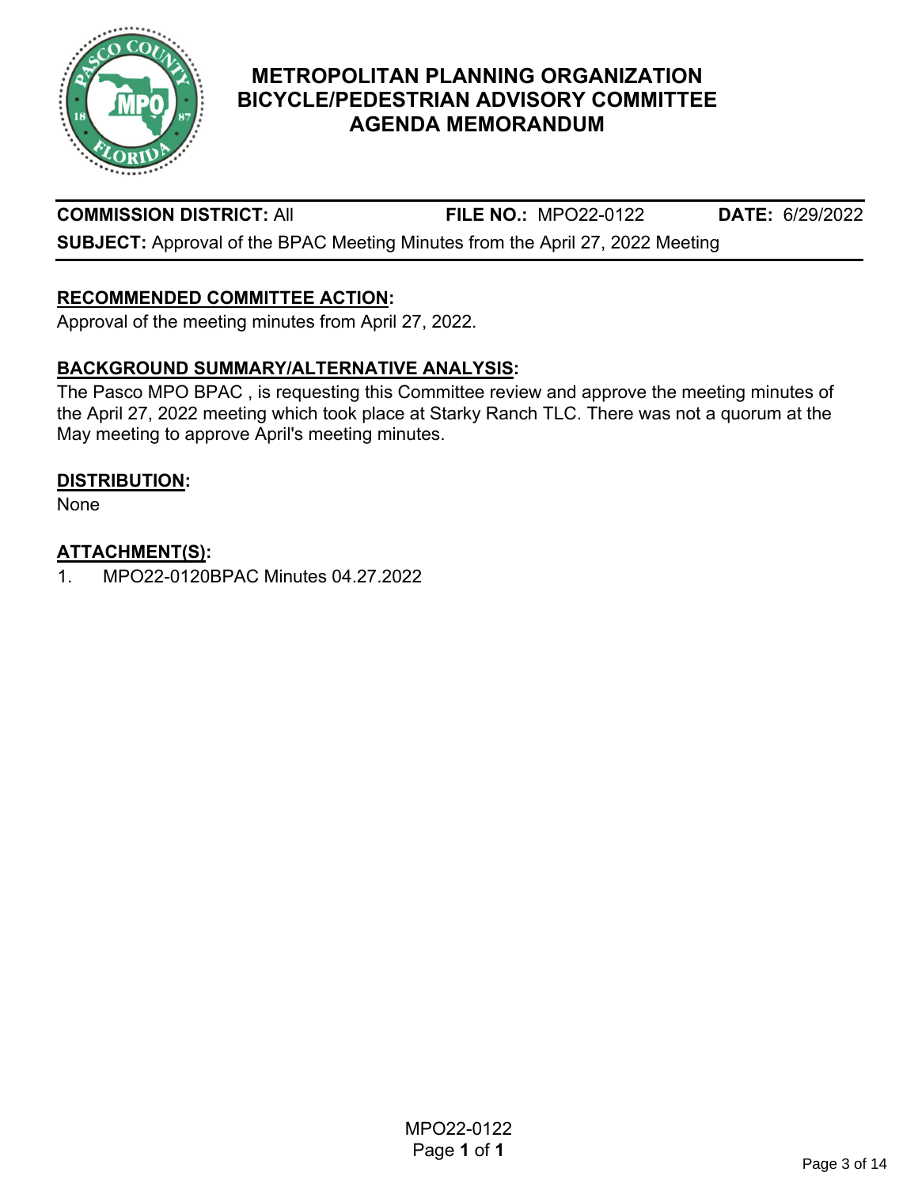# METROPOLITAN PLANNING ORGANIZATION
# BICYCLE/PEDESTRIAN ADVISORY COMMITTEE
# AGENDA MEMORANDUM

**COMMISSION DISTRICT:** All **FILE NO.:** MPO22-0122 **DATE:** 6/29/2022

**SUBJECT:** Approval of the BPAC Meeting Minutes from the April 27, 2022 Meeting

## RECOMMENDED COMMITTEE ACTION:

Approval of the meeting minutes from April 27, 2022.

## BACKGROUND SUMMARY/ALTERNATIVE ANALYSIS:

The Pasco MPO BPAC , is requesting this Committee review and approve the meeting minutes of the April 27, 2022 meeting which took place at Starky Ranch TLC. There was not a quorum at the May meeting to approve April's meeting minutes.

## DISTRIBUTION:

None

## ATTACHMENT(S):

1. MPO22-0120BPAC Minutes 04.27.2022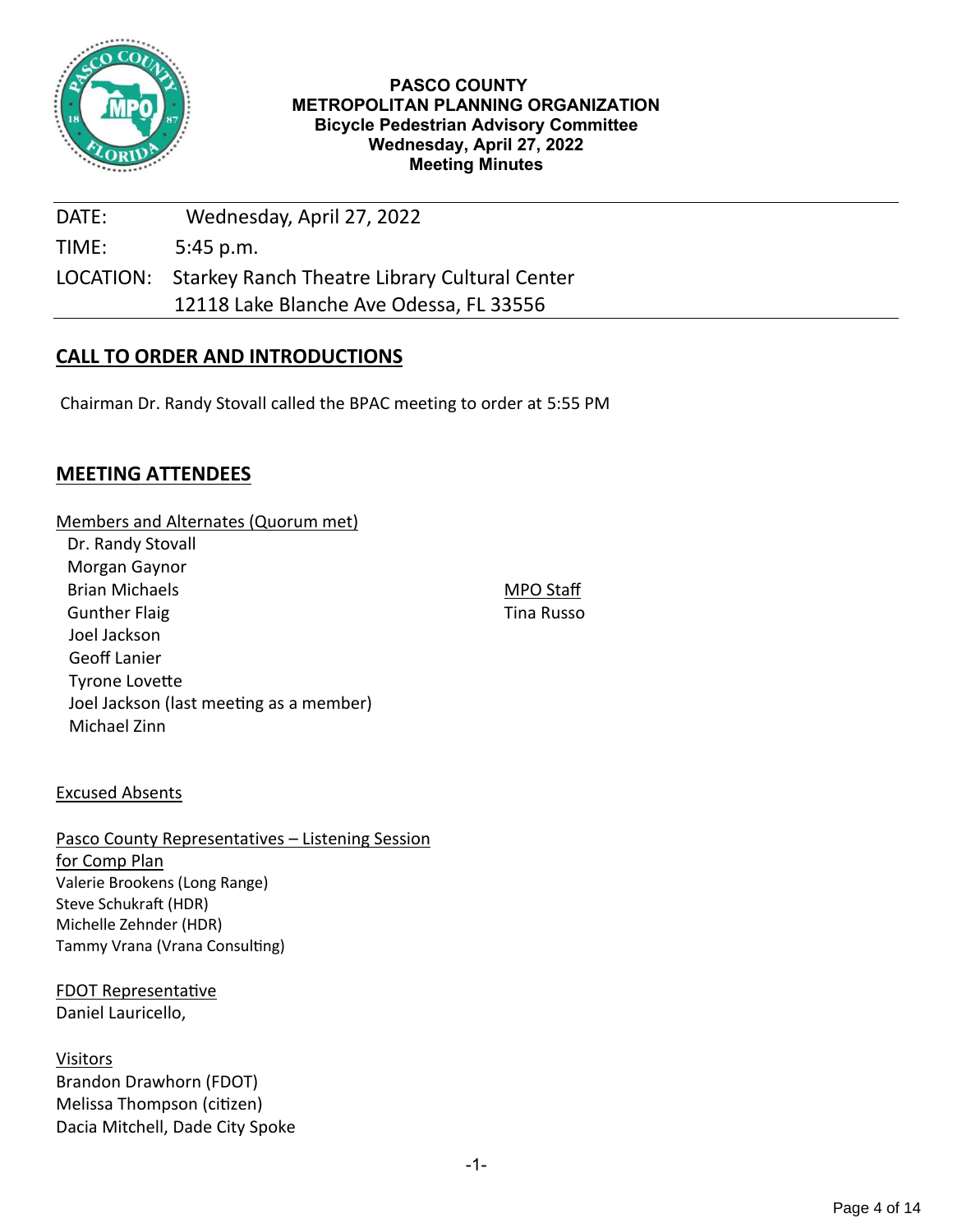**PASCO COUNTY**
**METROPOLITAN PLANNING ORGANIZATION**
**Bicycle Pedestrian Advisory Committee**
**Wednesday, April 27, 2022**
**Meeting Minutes**

| | |
|---|---|
| DATE: | Wednesday, April 27, 2022 |
| TIME: | 5:45 p.m. |
| LOCATION: | Starkey Ranch Theatre Library Cultural Center<br>12118 Lake Blanche Ave Odessa, FL 33556 |

## CALL TO ORDER AND INTRODUCTIONS

Chairman Dr. Randy Stovall called the BPAC meeting to order at 5:55 PM

## MEETING ATTENDEES

Members and Alternates (Quorum met)
- Dr. Randy Stovall
- Morgan Gaynor
- Brian Michaels
- Gunther Flaig
- Joel Jackson
- Geoff Lanier
- Tyrone Lovette
- Joel Jackson (last meeting as a member)
- Michael Zinn

MPO Staff
- Tina Russo

Excused Absents

Pasco County Representatives – Listening Session for Comp Plan
- Valerie Brookens (Long Range)
- Steve Schukraft (HDR)
- Michelle Zehnder (HDR)
- Tammy Vrana (Vrana Consulting)

FDOT Representative
- Daniel Lauricello,

Visitors
- Brandon Drawhorn (FDOT)
- Melissa Thompson (citizen)
- Dacia Mitchell, Dade City Spoke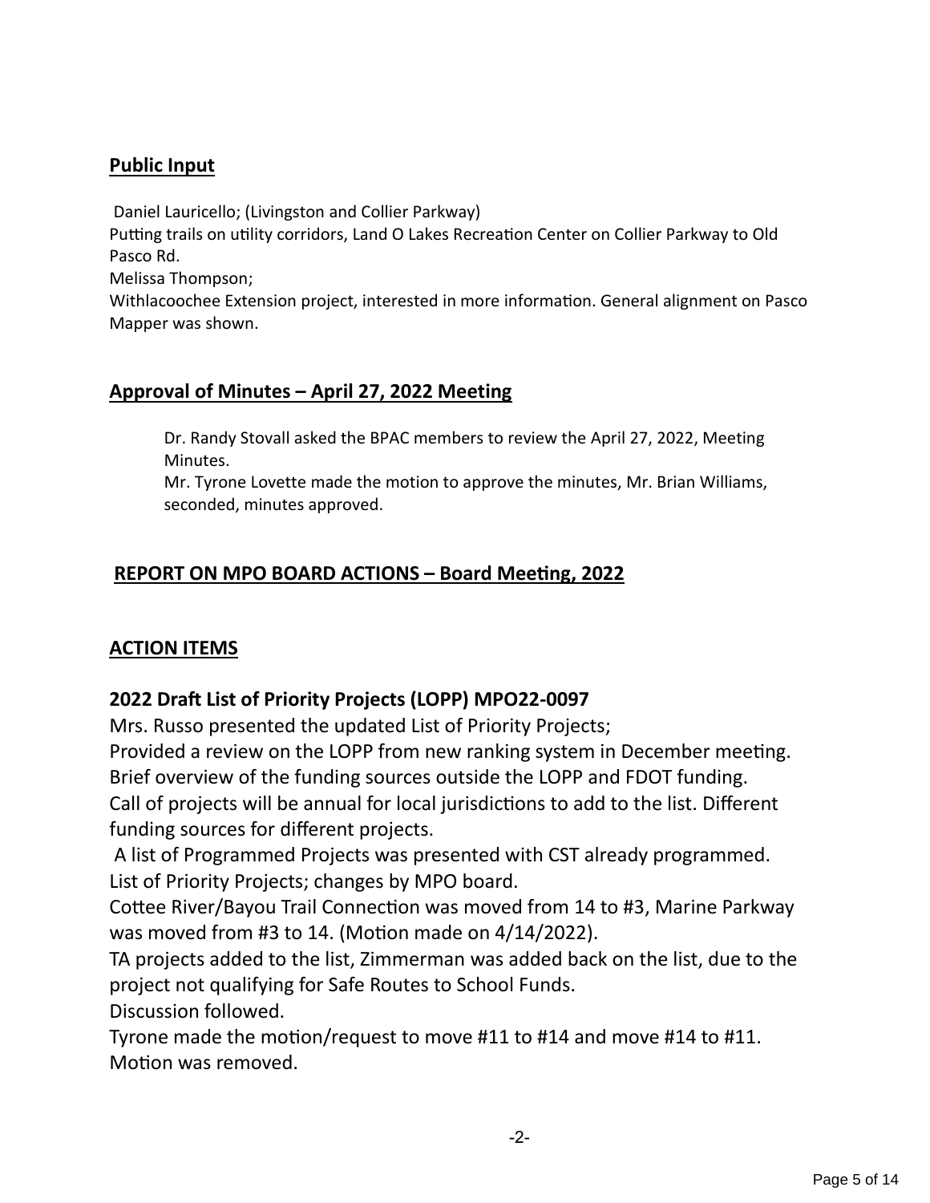## Public Input

Daniel Lauricello; (Livingston and Collier Parkway)
Putting trails on utility corridors, Land O Lakes Recreation Center on Collier Parkway to Old Pasco Rd.
Melissa Thompson;
Withlacoochee Extension project, interested in more information. General alignment on Pasco Mapper was shown.

## Approval of Minutes – April 27, 2022 Meeting

Dr. Randy Stovall asked the BPAC members to review the April 27, 2022, Meeting Minutes.
Mr. Tyrone Lovette made the motion to approve the minutes, Mr. Brian Williams, seconded, minutes approved.

## REPORT ON MPO BOARD ACTIONS – Board Meeting, 2022

## ACTION ITEMS

### 2022 Draft List of Priority Projects (LOPP) MPO22-0097

Mrs. Russo presented the updated List of Priority Projects;
Provided a review on the LOPP from new ranking system in December meeting.
Brief overview of the funding sources outside the LOPP and FDOT funding.
Call of projects will be annual for local jurisdictions to add to the list. Different funding sources for different projects.
A list of Programmed Projects was presented with CST already programmed.
List of Priority Projects; changes by MPO board.
Cottee River/Bayou Trail Connection was moved from 14 to #3, Marine Parkway was moved from #3 to 14. (Motion made on 4/14/2022).
TA projects added to the list, Zimmerman was added back on the list, due to the project not qualifying for Safe Routes to School Funds.
Discussion followed.
Tyrone made the motion/request to move #11 to #14 and move #14 to #11.
Motion was removed.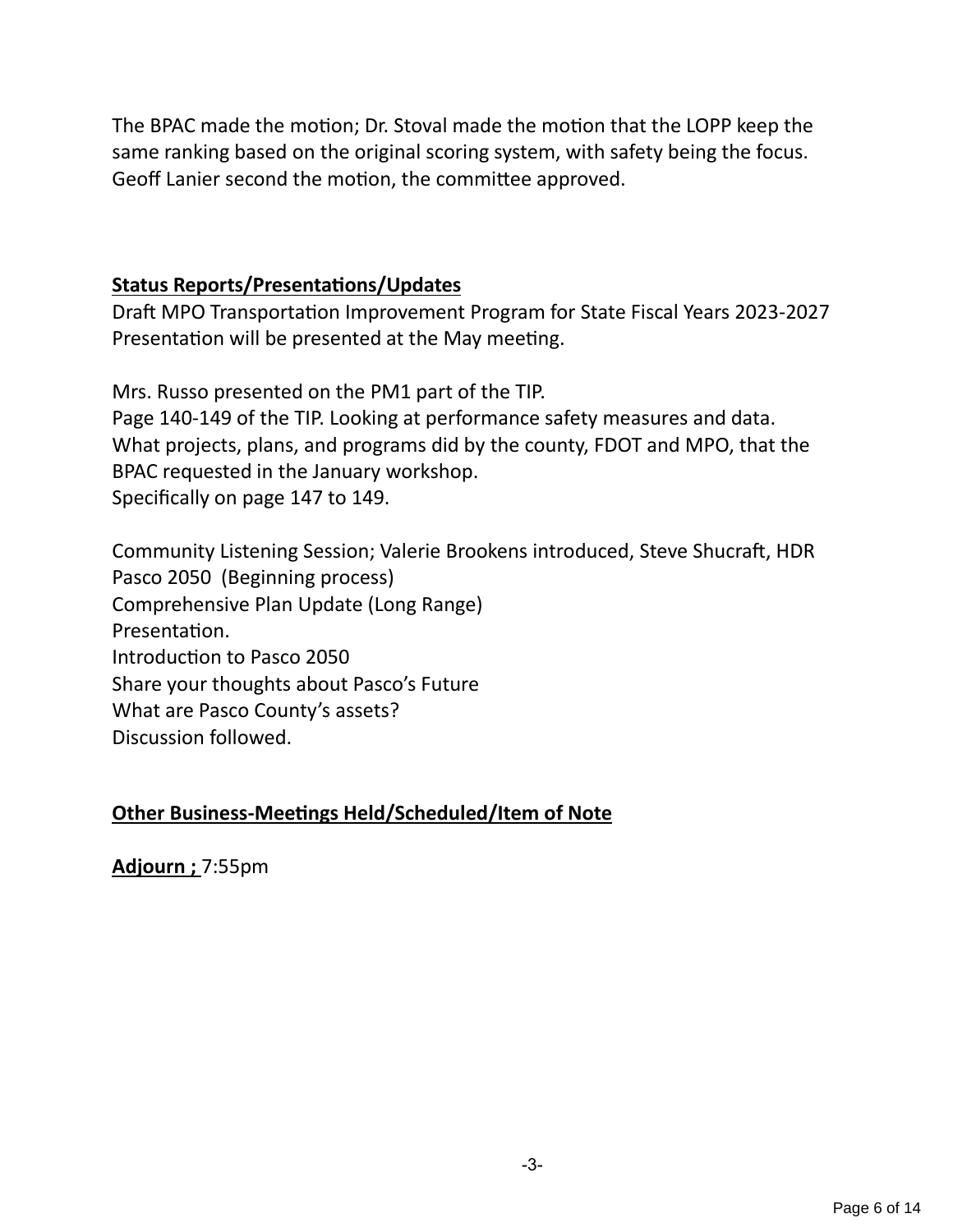The BPAC made the motion; Dr. Stoval made the motion that the LOPP keep the same ranking based on the original scoring system, with safety being the focus. Geoff Lanier second the motion, the committee approved.

**Status Reports/Presentations/Updates**

Draft MPO Transportation Improvement Program for State Fiscal Years 2023-2027
Presentation will be presented at the May meeting.

Mrs. Russo presented on the PM1 part of the TIP.
Page 140-149 of the TIP. Looking at performance safety measures and data.
What projects, plans, and programs did by the county, FDOT and MPO, that the BPAC requested in the January workshop.
Specifically on page 147 to 149.

Community Listening Session; Valerie Brookens introduced, Steve Shucraft, HDR
Pasco 2050 (Beginning process)
Comprehensive Plan Update (Long Range)
Presentation.
Introduction to Pasco 2050
Share your thoughts about Pasco's Future
What are Pasco County's assets?
Discussion followed.

**Other Business-Meetings Held/Scheduled/Item of Note**

**Adjourn ;** 7:55pm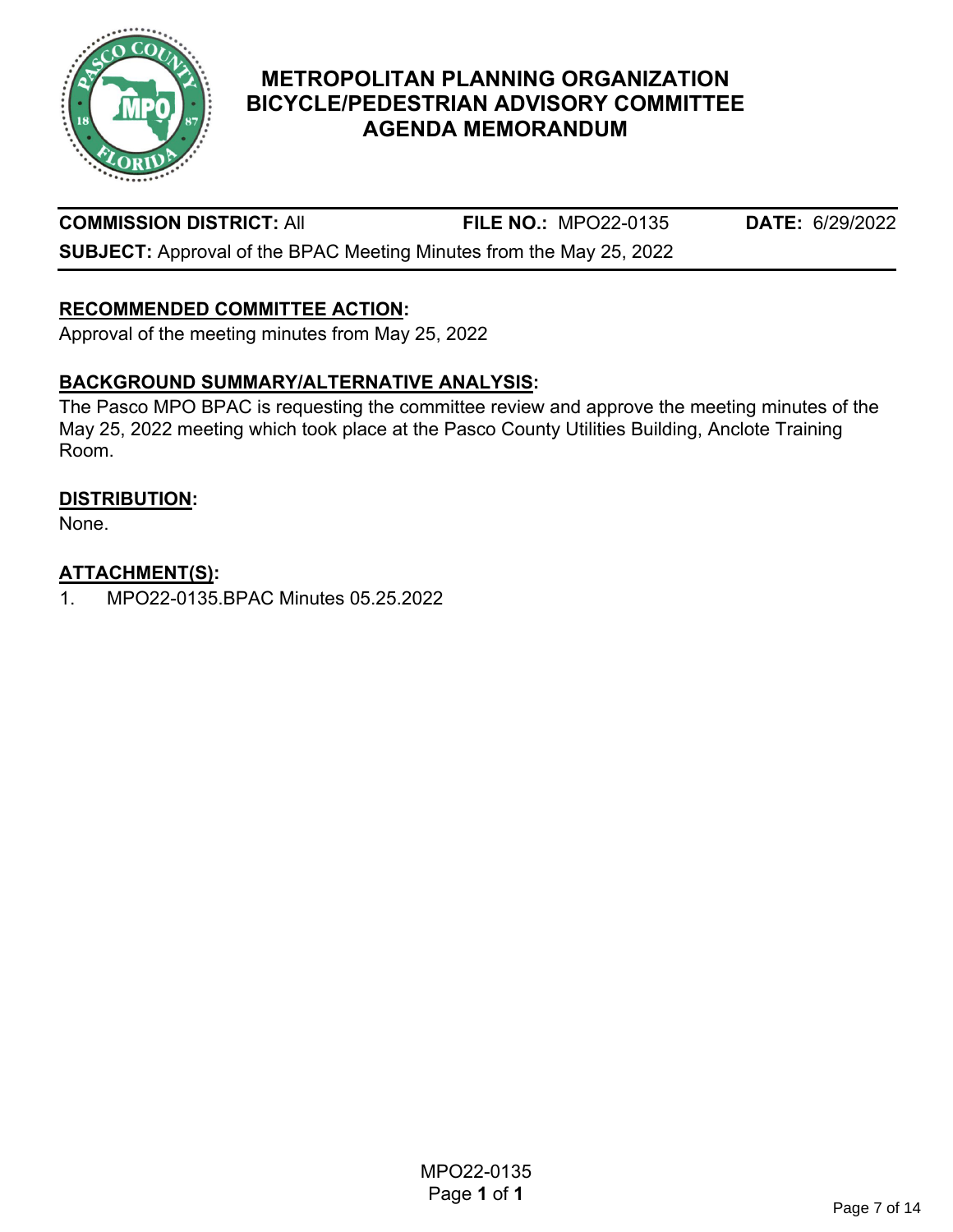# METROPOLITAN PLANNING ORGANIZATION BICYCLE/PEDESTRIAN ADVISORY COMMITTEE AGENDA MEMORANDUM

**COMMISSION DISTRICT:** All  **FILE NO.:** MPO22-0135  **DATE:** 6/29/2022

**SUBJECT:** Approval of the BPAC Meeting Minutes from the May 25, 2022

## RECOMMENDED COMMITTEE ACTION:

Approval of the meeting minutes from May 25, 2022

## BACKGROUND SUMMARY/ALTERNATIVE ANALYSIS:

The Pasco MPO BPAC is requesting the committee review and approve the meeting minutes of the May 25, 2022 meeting which took place at the Pasco County Utilities Building, Anclote Training Room.

## DISTRIBUTION:

None.

## ATTACHMENT(S):

1. MPO22-0135.BPAC Minutes 05.25.2022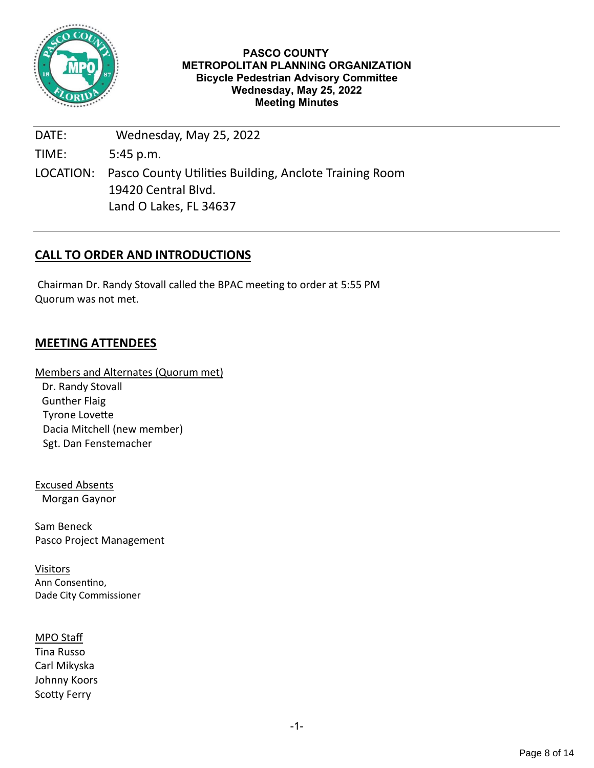**PASCO COUNTY**
**METROPOLITAN PLANNING ORGANIZATION**
**Bicycle Pedestrian Advisory Committee**
**Wednesday, May 25, 2022**
**Meeting Minutes**

DATE: Wednesday, May 25, 2022

TIME: 5:45 p.m.

LOCATION: Pasco County Utilities Building, Anclote Training Room
19420 Central Blvd.
Land O Lakes, FL 34637

---

## CALL TO ORDER AND INTRODUCTIONS

Chairman Dr. Randy Stovall called the BPAC meeting to order at 5:55 PM
Quorum was not met.

## MEETING ATTENDEES

Members and Alternates (Quorum met)
Dr. Randy Stovall
Gunther Flaig
Tyrone Lovette
Dacia Mitchell (new member)
Sgt. Dan Fenstemacher

Excused Absents
Morgan Gaynor

Sam Beneck
Pasco Project Management

Visitors
Ann Consentino,
Dade City Commissioner

MPO Staff
Tina Russo
Carl Mikyska
Johnny Koors
Scotty Ferry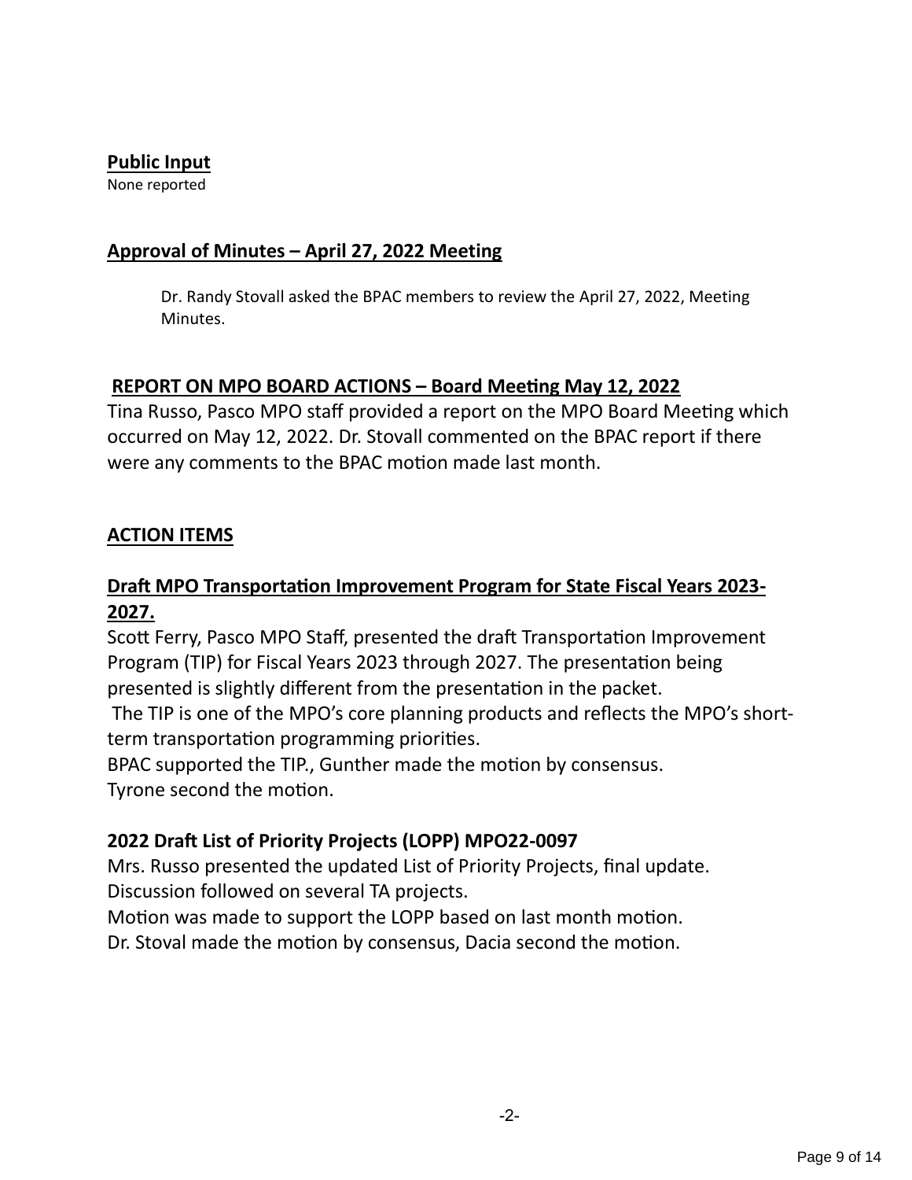**Public Input**

None reported

**Approval of Minutes – April 27, 2022 Meeting**

Dr. Randy Stovall asked the BPAC members to review the April 27, 2022, Meeting Minutes.

**REPORT ON MPO BOARD ACTIONS – Board Meeting May 12, 2022**

Tina Russo, Pasco MPO staff provided a report on the MPO Board Meeting which occurred on May 12, 2022. Dr. Stovall commented on the BPAC report if there were any comments to the BPAC motion made last month.

**ACTION ITEMS**

**Draft MPO Transportation Improvement Program for State Fiscal Years 2023-2027.**

Scott Ferry, Pasco MPO Staff, presented the draft Transportation Improvement Program (TIP) for Fiscal Years 2023 through 2027. The presentation being presented is slightly different from the presentation in the packet.

The TIP is one of the MPO's core planning products and reflects the MPO's short-term transportation programming priorities.

BPAC supported the TIP., Gunther made the motion by consensus.

Tyrone second the motion.

**2022 Draft List of Priority Projects (LOPP) MPO22-0097**

Mrs. Russo presented the updated List of Priority Projects, final update.

Discussion followed on several TA projects.

Motion was made to support the LOPP based on last month motion.

Dr. Stoval made the motion by consensus, Dacia second the motion.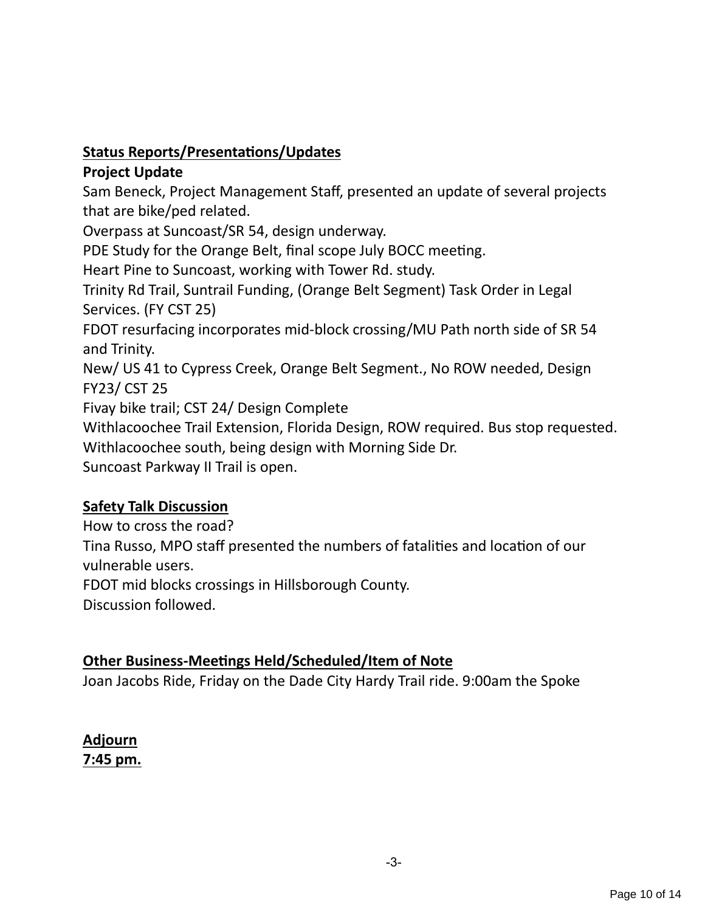**Status Reports/Presentations/Updates**

**Project Update**

Sam Beneck, Project Management Staff, presented an update of several projects that are bike/ped related.
Overpass at Suncoast/SR 54, design underway.
PDE Study for the Orange Belt, final scope July BOCC meeting.
Heart Pine to Suncoast, working with Tower Rd. study.
Trinity Rd Trail, Suntrail Funding, (Orange Belt Segment) Task Order in Legal Services. (FY CST 25)
FDOT resurfacing incorporates mid-block crossing/MU Path north side of SR 54 and Trinity.
New/ US 41 to Cypress Creek, Orange Belt Segment., No ROW needed, Design FY23/ CST 25
Fivay bike trail; CST 24/ Design Complete
Withlacoochee Trail Extension, Florida Design, ROW required. Bus stop requested.
Withlacoochee south, being design with Morning Side Dr.
Suncoast Parkway II Trail is open.

**Safety Talk Discussion**

How to cross the road?
Tina Russo, MPO staff presented the numbers of fatalities and location of our vulnerable users.
FDOT mid blocks crossings in Hillsborough County.
Discussion followed.

**Other Business-Meetings Held/Scheduled/Item of Note**

Joan Jacobs Ride, Friday on the Dade City Hardy Trail ride. 9:00am the Spoke

**Adjourn**
**7:45 pm.**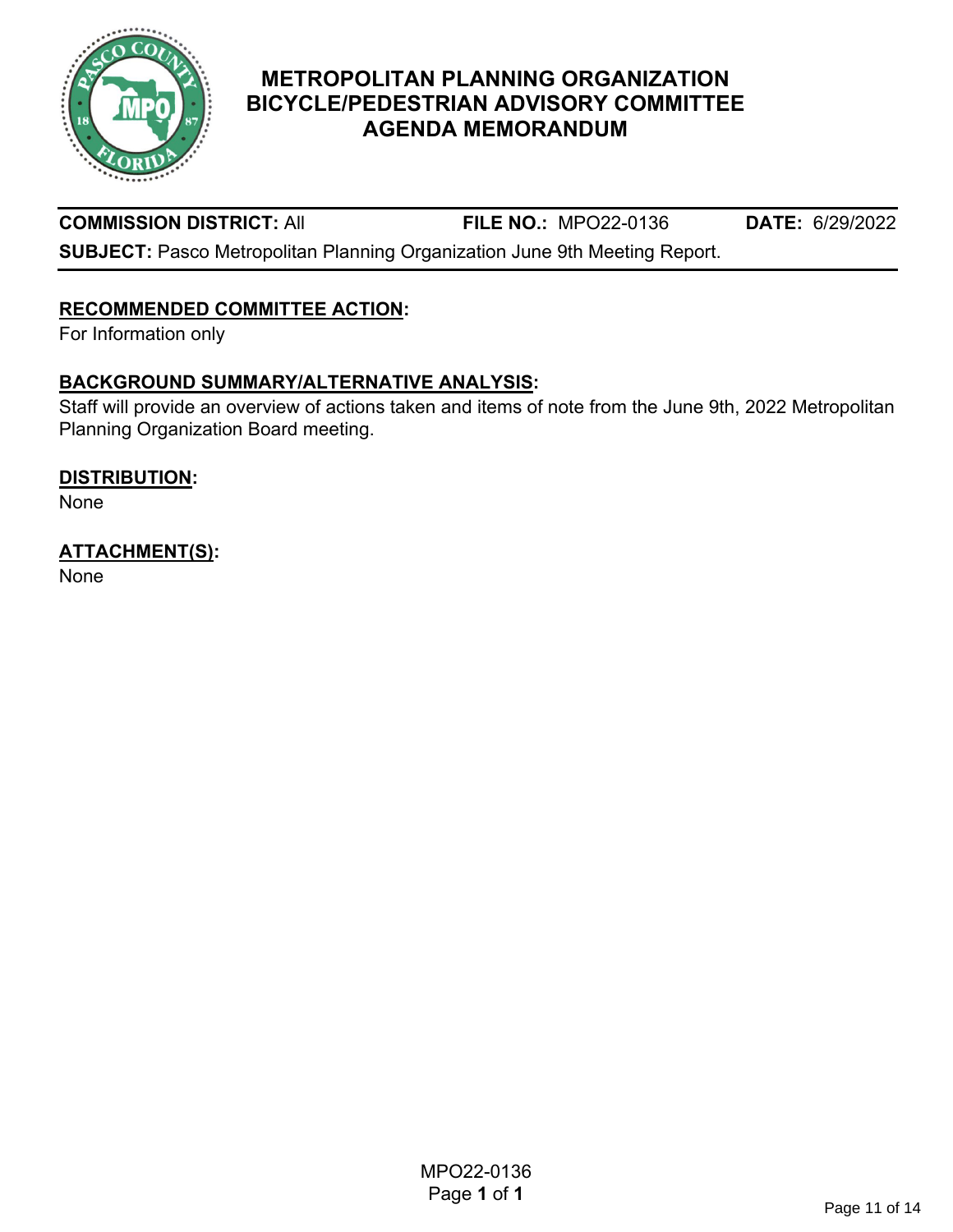# METROPOLITAN PLANNING ORGANIZATION
# BICYCLE/PEDESTRIAN ADVISORY COMMITTEE
# AGENDA MEMORANDUM

**COMMISSION DISTRICT:** All **FILE NO.:** MPO22-0136 **DATE:** 6/29/2022

**SUBJECT:** Pasco Metropolitan Planning Organization June 9th Meeting Report.

## RECOMMENDED COMMITTEE ACTION:

For Information only

## BACKGROUND SUMMARY/ALTERNATIVE ANALYSIS:

Staff will provide an overview of actions taken and items of note from the June 9th, 2022 Metropolitan Planning Organization Board meeting.

## DISTRIBUTION:

None

## ATTACHMENT(S):

None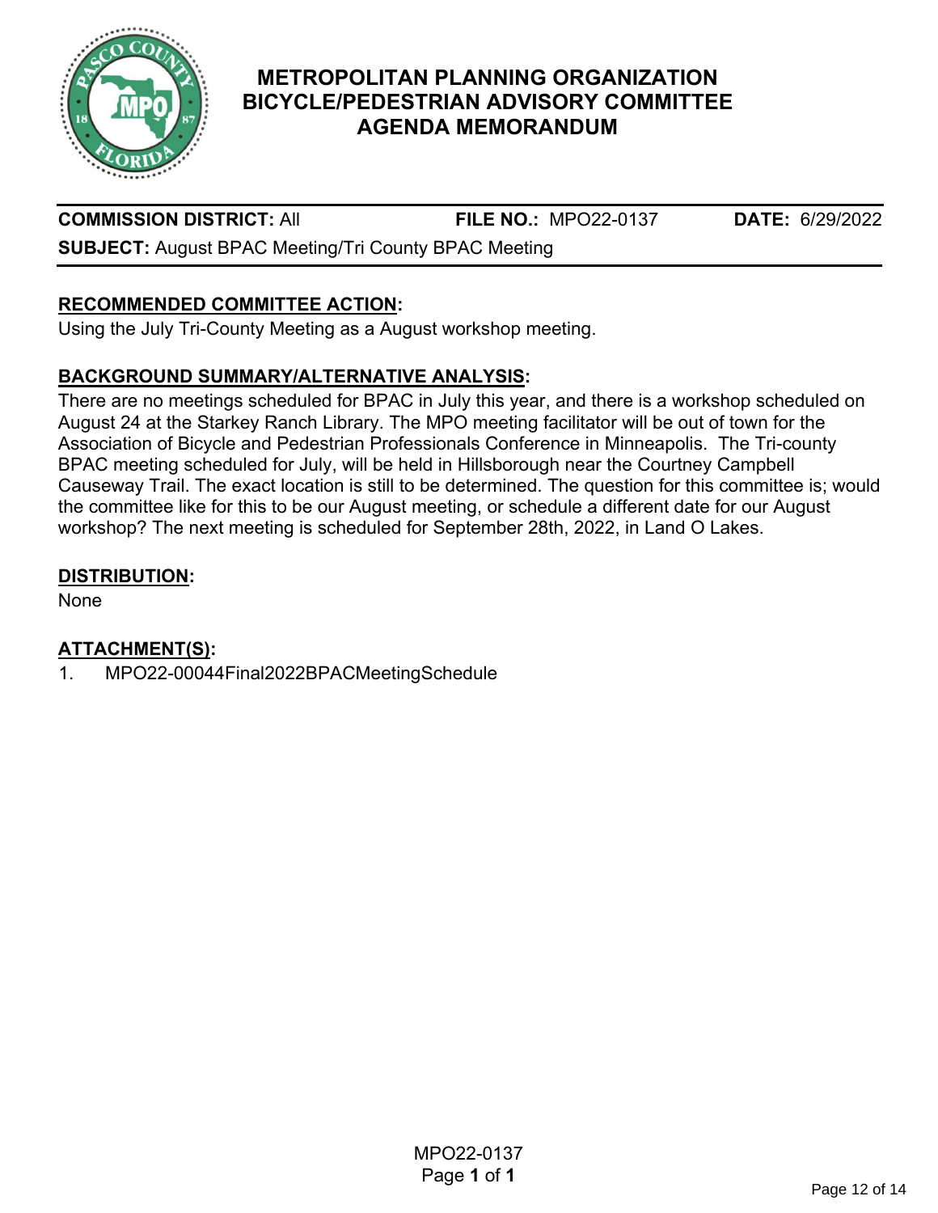# METROPOLITAN PLANNING ORGANIZATION BICYCLE/PEDESTRIAN ADVISORY COMMITTEE AGENDA MEMORANDUM

**COMMISSION DISTRICT:** All **FILE NO.:** MPO22-0137 **DATE:** 6/29/2022

**SUBJECT:** August BPAC Meeting/Tri County BPAC Meeting

## RECOMMENDED COMMITTEE ACTION:

Using the July Tri-County Meeting as a August workshop meeting.

## BACKGROUND SUMMARY/ALTERNATIVE ANALYSIS:

There are no meetings scheduled for BPAC in July this year, and there is a workshop scheduled on August 24 at the Starkey Ranch Library. The MPO meeting facilitator will be out of town for the Association of Bicycle and Pedestrian Professionals Conference in Minneapolis. The Tri-county BPAC meeting scheduled for July, will be held in Hillsborough near the Courtney Campbell Causeway Trail. The exact location is still to be determined. The question for this committee is; would the committee like for this to be our August meeting, or schedule a different date for our August workshop? The next meeting is scheduled for September 28th, 2022, in Land O Lakes.

## DISTRIBUTION:

None

## ATTACHMENT(S):

1. MPO22-00044Final2022BPACMeetingSchedule

MPO22-0137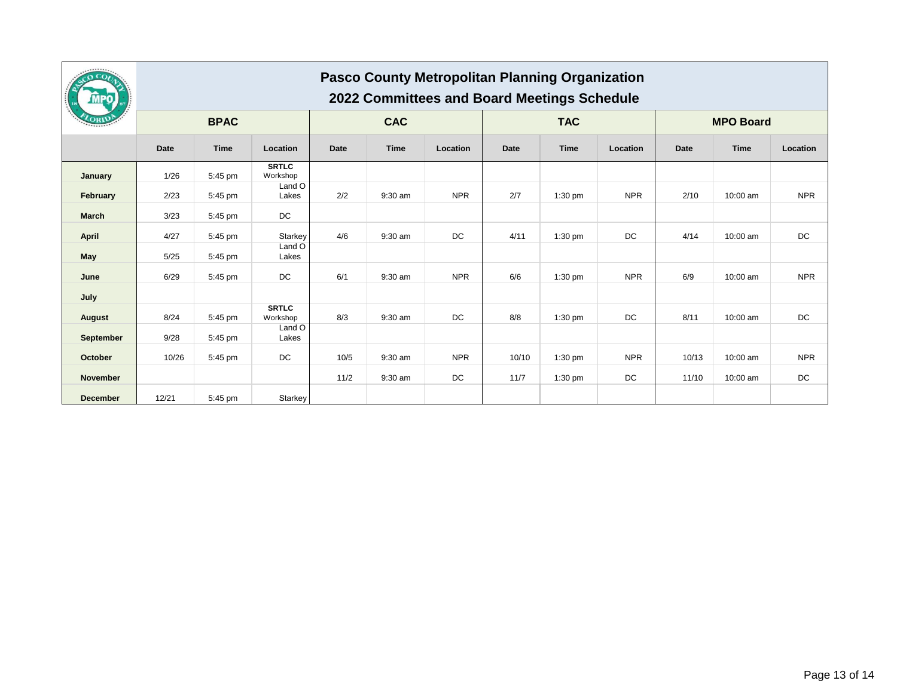# Pasco County Metropolitan Planning Organization

## 2022 Committees and Board Meetings Schedule

| | BPAC | | | CAC | | | TAC | | | MPO Board | | |
|---|---|---|---|---|---|---|---|---|---|---|---|---|
| | Date | Time | Location | Date | Time | Location | Date | Time | Location | Date | Time | Location |
| **January** | 1/26 | 5:45 pm | **SRTLC** Workshop | | | | | | | | | |
| **February** | 2/23 | 5:45 pm | Land O Lakes | 2/2 | 9:30 am | NPR | 2/7 | 1:30 pm | NPR | 2/10 | 10:00 am | NPR |
| **March** | 3/23 | 5:45 pm | DC | | | | | | | | | |
| **April** | 4/27 | 5:45 pm | Starkey | 4/6 | 9:30 am | DC | 4/11 | 1:30 pm | DC | 4/14 | 10:00 am | DC |
| **May** | 5/25 | 5:45 pm | Land O Lakes | | | | | | | | | |
| **June** | 6/29 | 5:45 pm | DC | 6/1 | 9:30 am | NPR | 6/6 | 1:30 pm | NPR | 6/9 | 10:00 am | NPR |
| **July** | | | | | | | | | | | | |
| **August** | 8/24 | 5:45 pm | **SRTLC** Workshop | 8/3 | 9:30 am | DC | 8/8 | 1:30 pm | DC | 8/11 | 10:00 am | DC |
| **September** | 9/28 | 5:45 pm | Land O Lakes | | | | | | | | | |
| **October** | 10/26 | 5:45 pm | DC | 10/5 | 9:30 am | NPR | 10/10 | 1:30 pm | NPR | 10/13 | 10:00 am | NPR |
| **November** | | | | 11/2 | 9:30 am | DC | 11/7 | 1:30 pm | DC | 11/10 | 10:00 am | DC |
| **December** | 12/21 | 5:45 pm | Starkey | | | | | | | | | |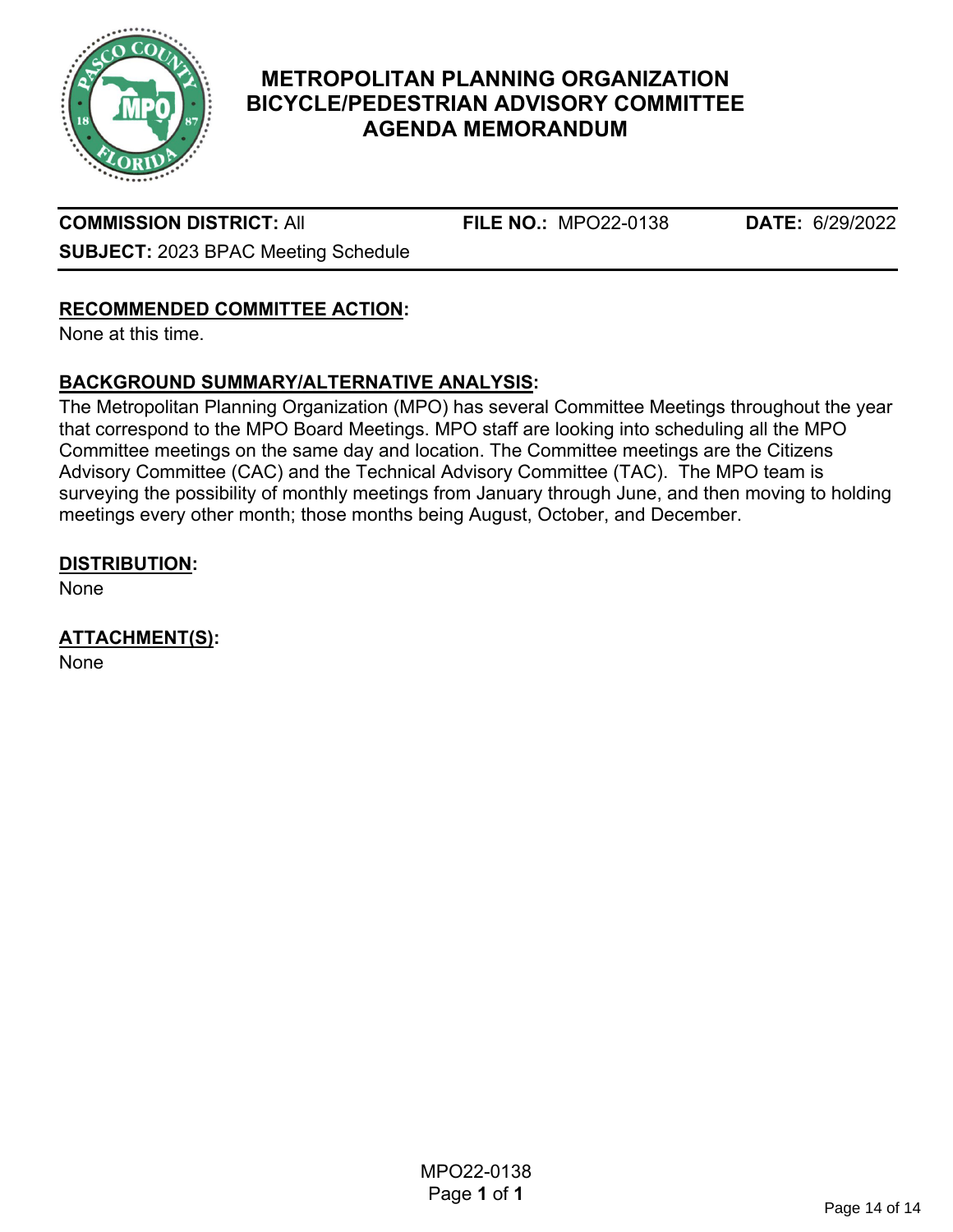# METROPOLITAN PLANNING ORGANIZATION BICYCLE/PEDESTRIAN ADVISORY COMMITTEE AGENDA MEMORANDUM

**COMMISSION DISTRICT:** All **FILE NO.:** MPO22-0138 **DATE:** 6/29/2022

**SUBJECT:** 2023 BPAC Meeting Schedule

## RECOMMENDED COMMITTEE ACTION:

None at this time.

## BACKGROUND SUMMARY/ALTERNATIVE ANALYSIS:

The Metropolitan Planning Organization (MPO) has several Committee Meetings throughout the year that correspond to the MPO Board Meetings. MPO staff are looking into scheduling all the MPO Committee meetings on the same day and location. The Committee meetings are the Citizens Advisory Committee (CAC) and the Technical Advisory Committee (TAC). The MPO team is surveying the possibility of monthly meetings from January through June, and then moving to holding meetings every other month; those months being August, October, and December.

## DISTRIBUTION:

None

## ATTACHMENT(S):

None